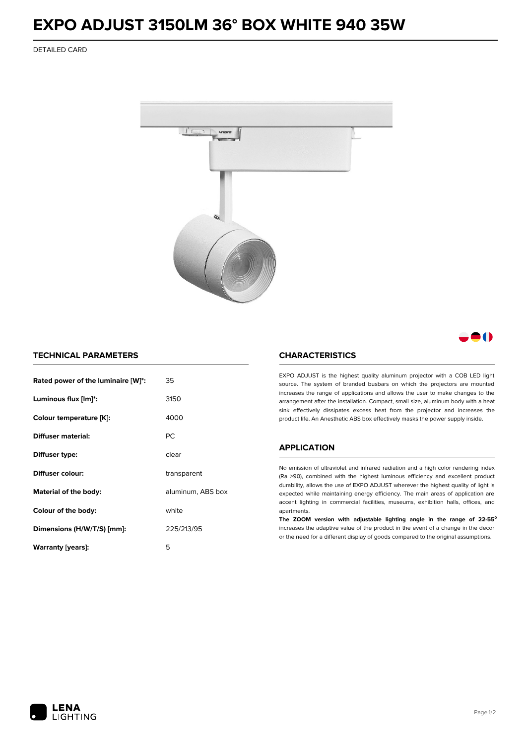# EXPO ADJUST 3150LM 36° BOX WHITE 940 35W

DETAILED CARD

## TECHNICAL PARAMETERS

| | |
|---|---|
| **Rated power of the luminaire [W]*:** | 35 |
| **Luminous flux [lm]*:** | 3150 |
| **Colour temperature [K]:** | 4000 |
| **Diffuser material:** | PC |
| **Diffuser type:** | clear |
| **Diffuser colour:** | transparent |
| **Material of the body:** | aluminum, ABS box |
| **Colour of the body:** | white |
| **Dimensions (H/W/T/S) [mm]:** | 225/213/95 |
| **Warranty [years]:** | 5 |

## CHARACTERISTICS

EXPO ADJUST is the highest quality aluminum projector with a COB LED light source. The system of branded busbars on which the projectors are mounted increases the range of applications and allows the user to make changes to the arrangement after the installation. Compact, small size, aluminum body with a heat sink effectively dissipates excess heat from the projector and increases the product life. An Anesthetic ABS box effectively masks the power supply inside.

## APPLICATION

No emission of ultraviolet and infrared radiation and a high color rendering index (Ra >90), combined with the highest luminous efficiency and excellent product durability, allows the use of EXPO ADJUST wherever the highest quality of light is expected while maintaining energy efficiency. The main areas of application are accent lighting in commercial facilities, museums, exhibition halls, offices, and apartments.

**The ZOOM version with adjustable lighting angle in the range of 22-55°** increases the adaptive value of the product in the event of a change in the decor or the need for a different display of goods compared to the original assumptions.

LENA LIGHTING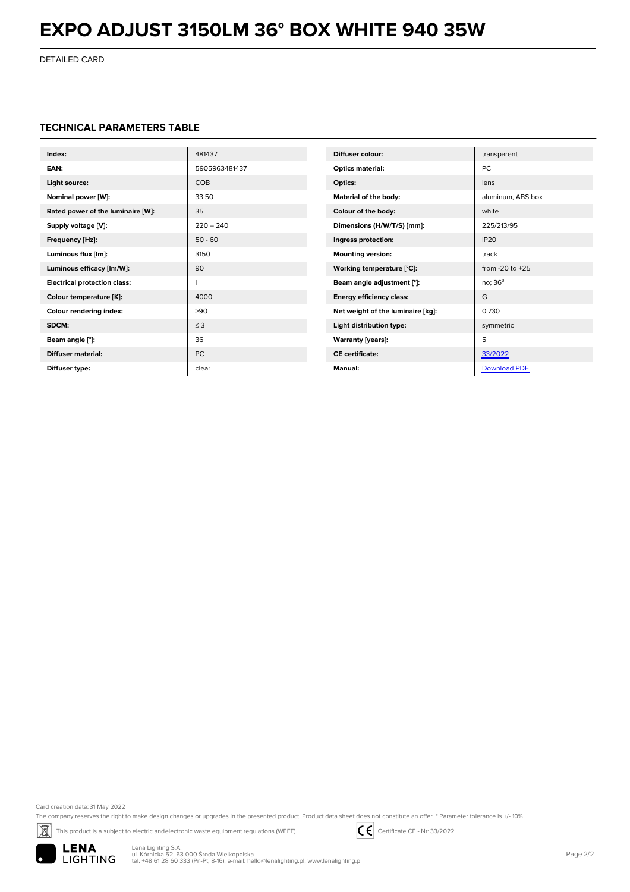# EXPO ADJUST 3150LM 36° BOX WHITE 940 35W

DETAILED CARD

## TECHNICAL PARAMETERS TABLE

| | | | |
|---|---|---|---|
| **Index:** | 481437 | **Diffuser colour:** | transparent |
| **EAN:** | 5905963481437 | **Optics material:** | PC |
| **Light source:** | COB | **Optics:** | lens |
| **Nominal power [W]:** | 33.50 | **Material of the body:** | aluminum, ABS box |
| **Rated power of the luminaire [W]:** | 35 | **Colour of the body:** | white |
| **Supply voltage [V]:** | 220 – 240 | **Dimensions (H/W/T/S) [mm]:** | 225/213/95 |
| **Frequency [Hz]:** | 50 - 60 | **Ingress protection:** | IP20 |
| **Luminous flux [lm]:** | 3150 | **Mounting version:** | track |
| **Luminous efficacy [lm/W]:** | 90 | **Working temperature [°C]:** | from -20 to +25 |
| **Electrical protection class:** | I | **Beam angle adjustment [°]:** | no; 36° |
| **Colour temperature [K]:** | 4000 | **Energy efficiency class:** | G |
| **Colour rendering index:** | >90 | **Net weight of the luminaire [kg]:** | 0.730 |
| **SDCM:** | ≤ 3 | **Light distribution type:** | symmetric |
| **Beam angle [°]:** | 36 | **Warranty [years]:** | 5 |
| **Diffuser material:** | PC | **CE certificate:** | 33/2022 |
| **Diffuser type:** | clear | **Manual:** | Download PDF |

Card creation date: 31 May 2022

The company reserves the right to make design changes or upgrades in the presented product. Product data sheet does not constitute an offer. * Parameter tolerance is +/- 10%

This product is a subject to electric andelectronic waste equipment regulations (WEEE).

Certificate CE - Nr: 33/2022

Lena Lighting S.A.
ul. Kórnicka 52, 63-000 Środa Wielkopolska
tel. +48 61 28 60 333 (Pn-Pt, 8-16), e-mail: hello@lenalighting.pl, www.lenalighting.pl